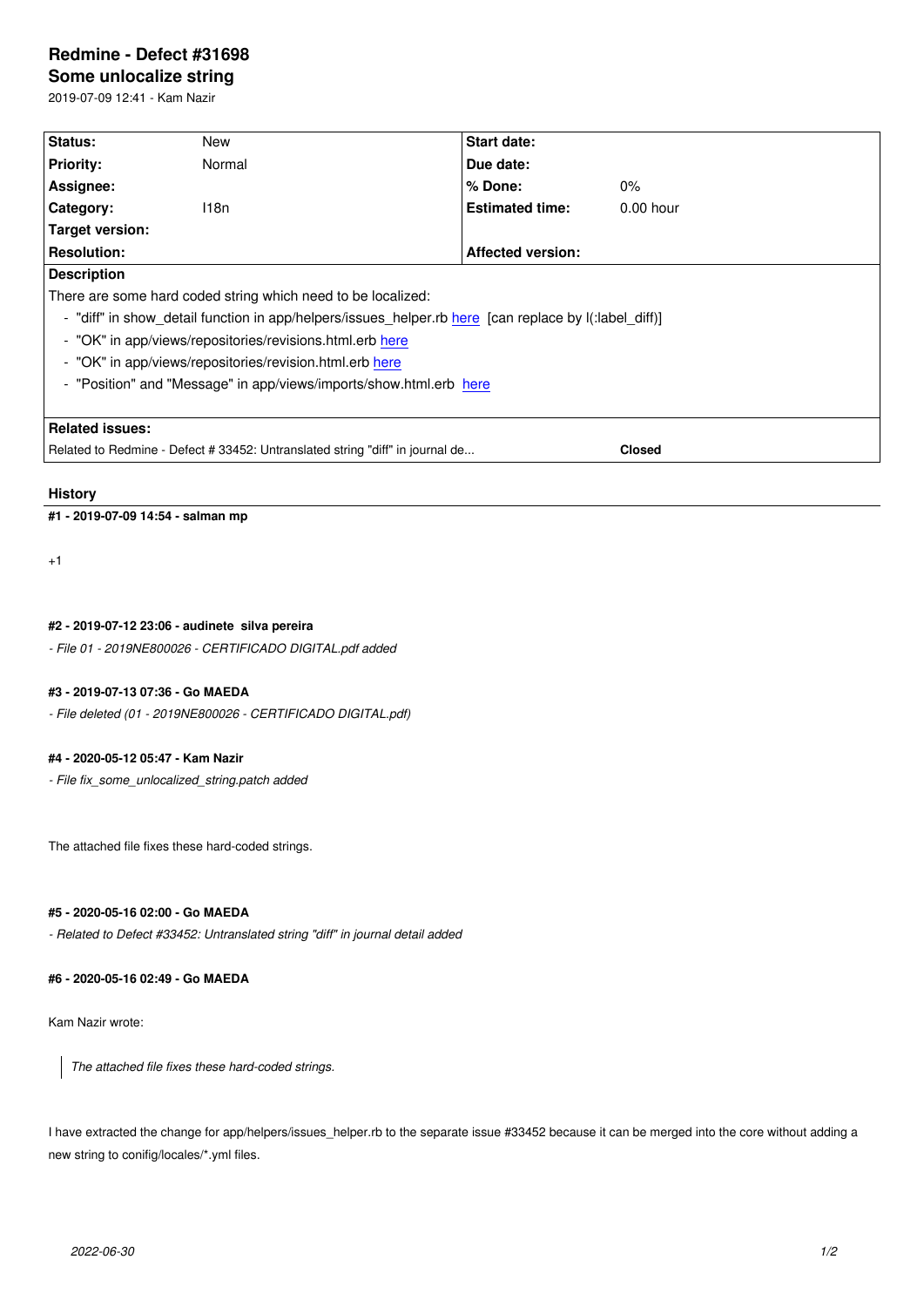# Redmine - Defect #31698

## Some unlocalize string

2019-07-09 12:41 - Kam Nazir

| Status: | New | Start date: | |
|---|---|---|---|
| Priority: | Normal | Due date: | |
| Assignee: | | % Done: | 0% |
| Category: | I18n | Estimated time: | 0.00 hour |
| Target version: | | | |
| Resolution: | | Affected version: | |

**Description**

There are some hard coded string which need to be localized:

- "diff" in show_detail function in app/helpers/issues_helper.rb here [can replace by l(:label_diff)]
- "OK" in app/views/repositories/revisions.html.erb here
- "OK" in app/views/repositories/revision.html.erb here
- "Position" and "Message" in app/views/imports/show.html.erb here

**Related issues:**

Related to Redmine - Defect # 33452: Untranslated string "diff" in journal de... **Closed**

### History

**#1 - 2019-07-09 14:54 - salman mp**

+1

**#2 - 2019-07-12 23:06 - audinete silva pereira**

*- File 01 - 2019NE800026 - CERTIFICADO DIGITAL.pdf added*

**#3 - 2019-07-13 07:36 - Go MAEDA**

*- File deleted (01 - 2019NE800026 - CERTIFICADO DIGITAL.pdf)*

**#4 - 2020-05-12 05:47 - Kam Nazir**

*- File fix_some_unlocalized_string.patch added*

The attached file fixes these hard-coded strings.

**#5 - 2020-05-16 02:00 - Go MAEDA**

*- Related to Defect #33452: Untranslated string "diff" in journal detail added*

**#6 - 2020-05-16 02:49 - Go MAEDA**

Kam Nazir wrote:

> *The attached file fixes these hard-coded strings.*

I have extracted the change for app/helpers/issues_helper.rb to the separate issue #33452 because it can be merged into the core without adding a new string to conifig/locales/*.yml files.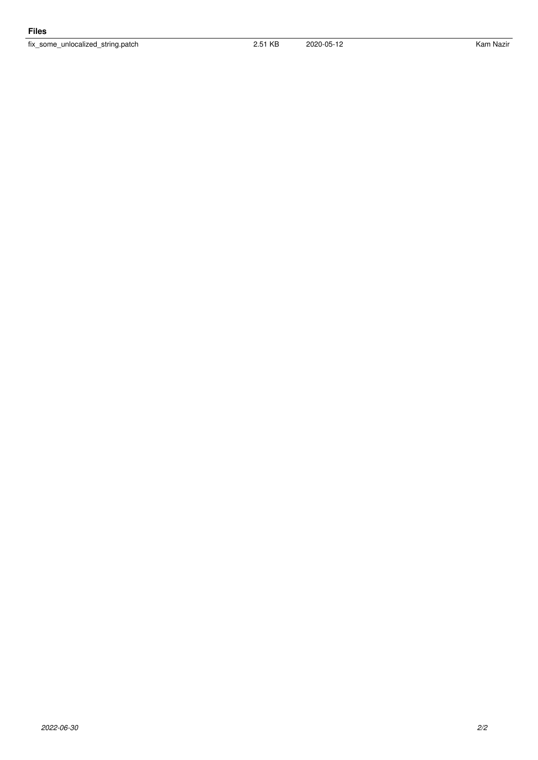**Files**

| | | | |
|---|---|---|---|
| fix_some_unlocalized_string.patch | 2.51 KB | 2020-05-12 | Kam Nazir |